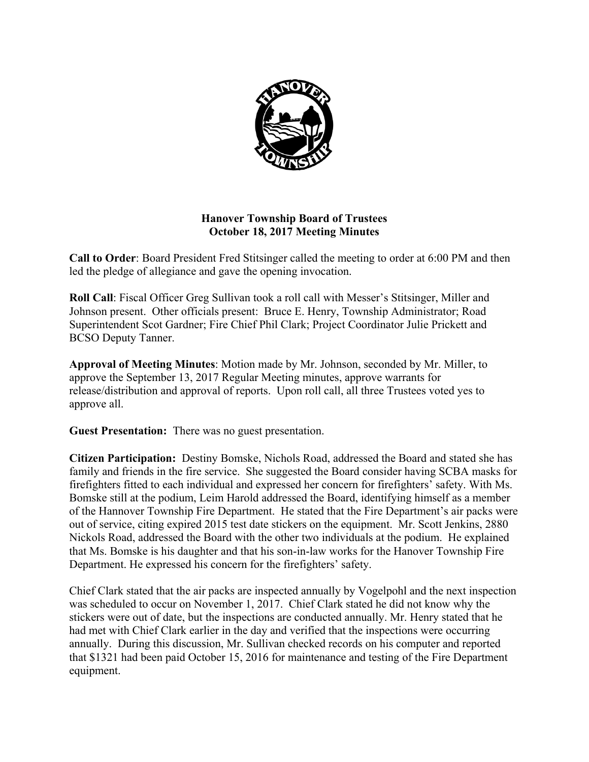**Hanover Township Board of Trustees**
**October 18, 2017 Meeting Minutes**

**Call to Order**: Board President Fred Stitsinger called the meeting to order at 6:00 PM and then led the pledge of allegiance and gave the opening invocation.

**Roll Call**: Fiscal Officer Greg Sullivan took a roll call with Messer's Stitsinger, Miller and Johnson present. Other officials present: Bruce E. Henry, Township Administrator; Road Superintendent Scot Gardner; Fire Chief Phil Clark; Project Coordinator Julie Prickett and BCSO Deputy Tanner.

**Approval of Meeting Minutes**: Motion made by Mr. Johnson, seconded by Mr. Miller, to approve the September 13, 2017 Regular Meeting minutes, approve warrants for release/distribution and approval of reports. Upon roll call, all three Trustees voted yes to approve all.

**Guest Presentation:** There was no guest presentation.

**Citizen Participation:** Destiny Bomske, Nichols Road, addressed the Board and stated she has family and friends in the fire service. She suggested the Board consider having SCBA masks for firefighters fitted to each individual and expressed her concern for firefighters' safety. With Ms. Bomske still at the podium, Leim Harold addressed the Board, identifying himself as a member of the Hannover Township Fire Department. He stated that the Fire Department's air packs were out of service, citing expired 2015 test date stickers on the equipment. Mr. Scott Jenkins, 2880 Nickols Road, addressed the Board with the other two individuals at the podium. He explained that Ms. Bomske is his daughter and that his son-in-law works for the Hanover Township Fire Department. He expressed his concern for the firefighters' safety.

Chief Clark stated that the air packs are inspected annually by Vogelpohl and the next inspection was scheduled to occur on November 1, 2017. Chief Clark stated he did not know why the stickers were out of date, but the inspections are conducted annually. Mr. Henry stated that he had met with Chief Clark earlier in the day and verified that the inspections were occurring annually. During this discussion, Mr. Sullivan checked records on his computer and reported that $1321 had been paid October 15, 2016 for maintenance and testing of the Fire Department equipment.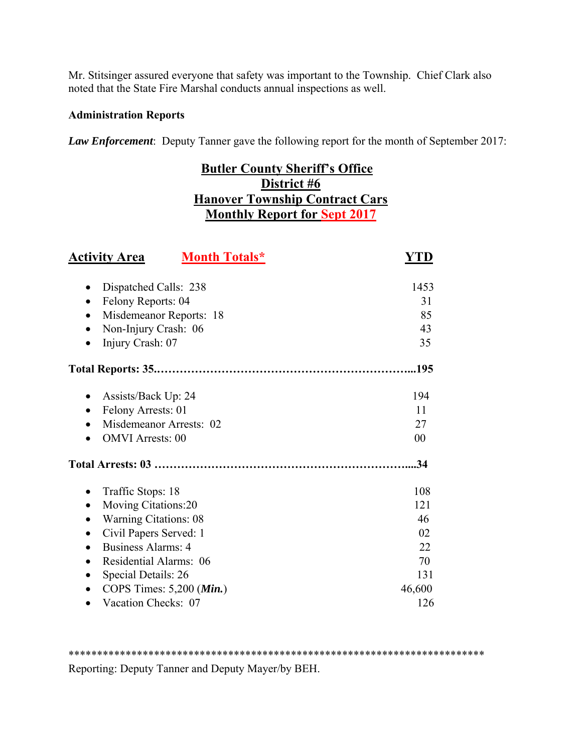Mr. Stitsinger assured everyone that safety was important to the Township. Chief Clark also noted that the State Fire Marshal conducts annual inspections as well.

**Administration Reports**

***Law Enforcement***: Deputy Tanner gave the following report for the month of September 2017:

**Butler County Sheriff's Office**
**District #6**
**Hanover Township Contract Cars**
**Monthly Report for Sept 2017**

| Activity Area | Month Totals* | YTD |
|---|---|---|
| • Dispatched Calls: 238 | | 1453 |
| • Felony Reports: 04 | | 31 |
| • Misdemeanor Reports: 18 | | 85 |
| • Non-Injury Crash: 06 | | 43 |
| • Injury Crash: 07 | | 35 |
| **Total Reports: 35.** | | **195** |
| • Assists/Back Up: 24 | | 194 |
| • Felony Arrests: 01 | | 11 |
| • Misdemeanor Arrests: 02 | | 27 |
| • OMVI Arrests: 00 | | 00 |
| **Total Arrests: 03** | | **34** |
| • Traffic Stops: 18 | | 108 |
| • Moving Citations:20 | | 121 |
| • Warning Citations: 08 | | 46 |
| • Civil Papers Served: 1 | | 02 |
| • Business Alarms: 4 | | 22 |
| • Residential Alarms: 06 | | 70 |
| • Special Details: 26 | | 131 |
| • COPS Times: 5,200 (***Min.***) | | 46,600 |
| • Vacation Checks: 07 | | 126 |

***************************************************************************

Reporting: Deputy Tanner and Deputy Mayer/by BEH.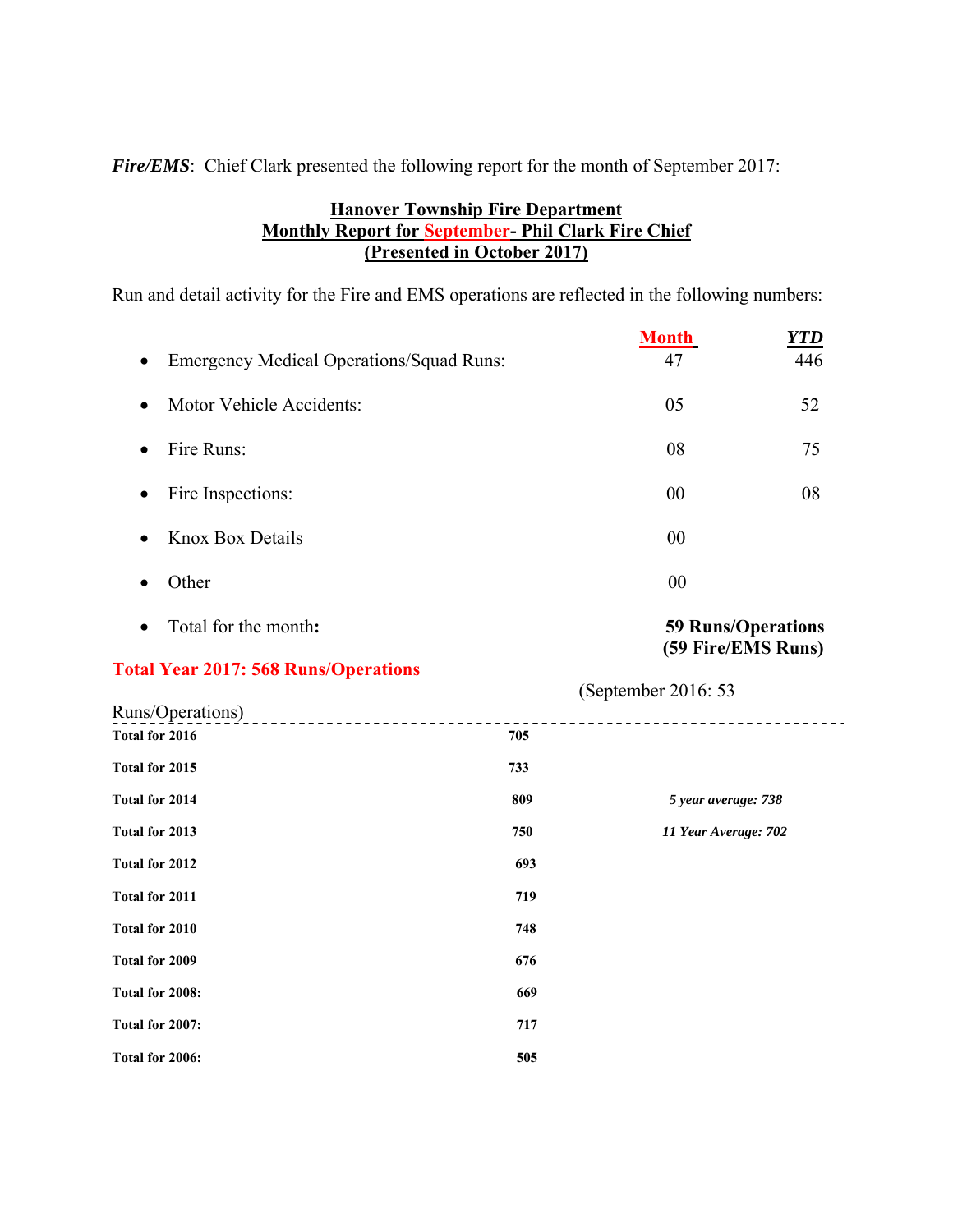***Fire/EMS***: Chief Clark presented the following report for the month of September 2017:

**Hanover Township Fire Department**
**Monthly Report for September- Phil Clark Fire Chief**
**(Presented in October 2017)**

Run and detail activity for the Fire and EMS operations are reflected in the following numbers:

| | Month | YTD |
|---|---|---|
| • Emergency Medical Operations/Squad Runs: | 47 | 446 |
| • Motor Vehicle Accidents: | 05 | 52 |
| • Fire Runs: | 08 | 75 |
| • Fire Inspections: | 00 | 08 |
| • Knox Box Details | 00 | |
| • Other | 00 | |
| • Total for the month**:** | **59 Runs/Operations (59 Fire/EMS Runs)** | |

**Total Year 2017: 568 Runs/Operations**

(September 2016: 53 Runs/Operations)

| | | |
|---|---|---|
| **Total for 2016** | **705** | |
| **Total for 2015** | **733** | |
| **Total for 2014** | **809** | ***5 year average: 738*** |
| **Total for 2013** | **750** | ***11 Year Average: 702*** |
| **Total for 2012** | **693** | |
| **Total for 2011** | **719** | |
| **Total for 2010** | **748** | |
| **Total for 2009** | **676** | |
| **Total for 2008:** | **669** | |
| **Total for 2007:** | **717** | |
| **Total for 2006:** | **505** | |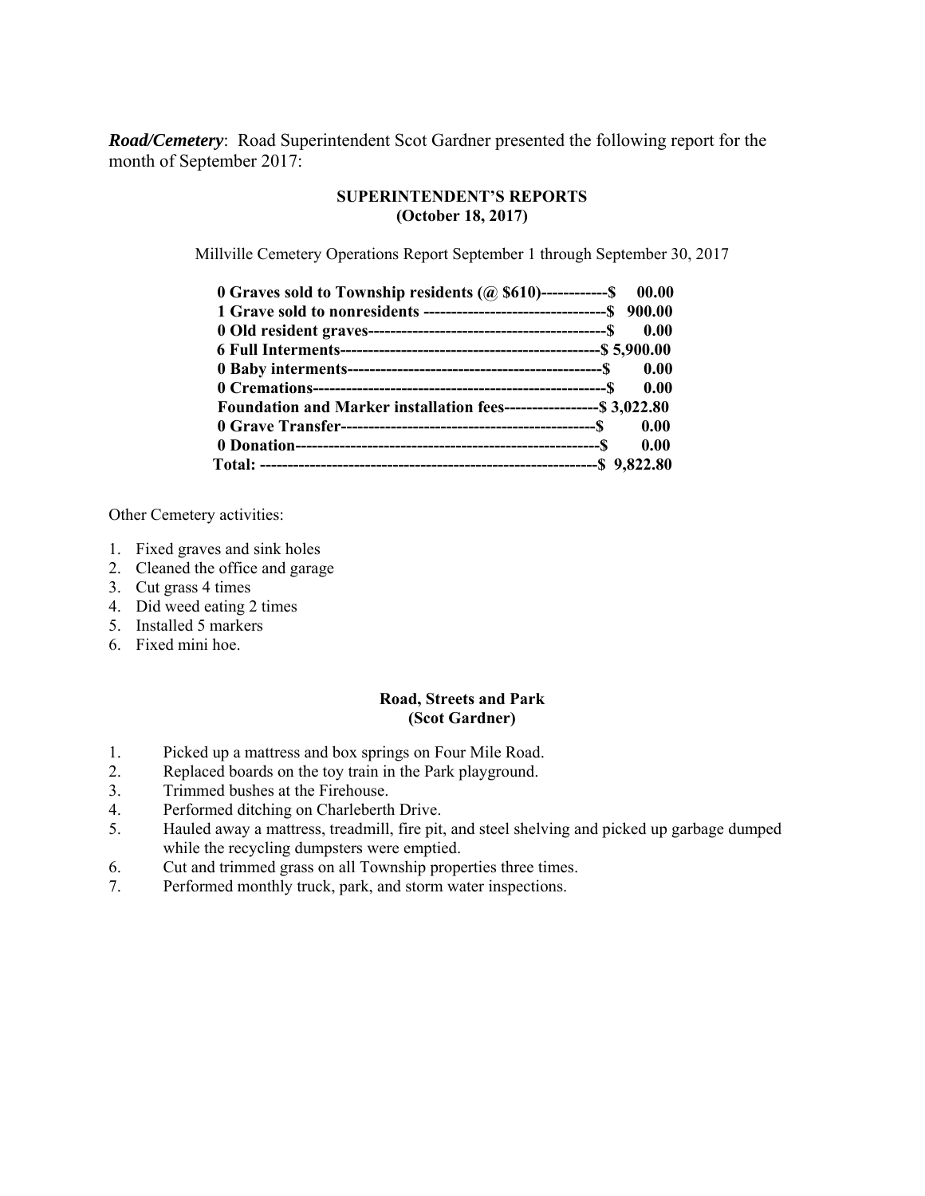***Road/Cemetery***: Road Superintendent Scot Gardner presented the following report for the month of September 2017:

**SUPERINTENDENT'S REPORTS**
**(October 18, 2017)**

Millville Cemetery Operations Report September 1 through September 30, 2017

**0 Graves sold to Township residents (@ $610)------------$ 00.00**
**1 Grave sold to nonresidents --------------------------------$ 900.00**
**0 Old resident graves-------------------------------------------$ 0.00**
**6 Full Interments-----------------------------------------------$ 5,900.00**
**0 Baby interments---------------------------------------------$ 0.00**
**0 Cremations-----------------------------------------------------$ 0.00**
**Foundation and Marker installation fees-----------------$ 3,022.80**
**0 Grave Transfer-----------------------------------------------$ 0.00**
**0 Donation---------------------------------------------------------$ 0.00**
**Total: -------------------------------------------------------------$ 9,822.80**

Other Cemetery activities:

1. Fixed graves and sink holes
2. Cleaned the office and garage
3. Cut grass 4 times
4. Did weed eating 2 times
5. Installed 5 markers
6. Fixed mini hoe.

**Road, Streets and Park**
**(Scot Gardner)**

1. Picked up a mattress and box springs on Four Mile Road.
2. Replaced boards on the toy train in the Park playground.
3. Trimmed bushes at the Firehouse.
4. Performed ditching on Charleberth Drive.
5. Hauled away a mattress, treadmill, fire pit, and steel shelving and picked up garbage dumped while the recycling dumpsters were emptied.
6. Cut and trimmed grass on all Township properties three times.
7. Performed monthly truck, park, and storm water inspections.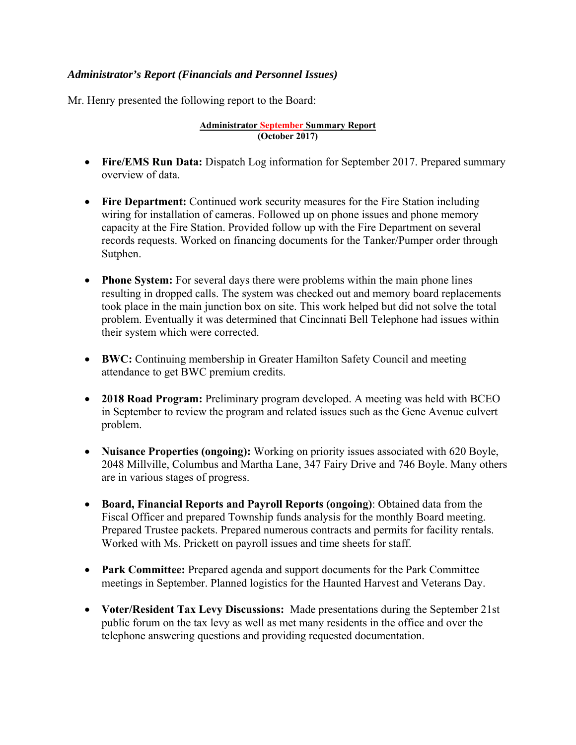### *Administrator's Report (Financials and Personnel Issues)*

Mr. Henry presented the following report to the Board:

**Administrator September Summary Report**
**(October 2017)**

- **Fire/EMS Run Data:** Dispatch Log information for September 2017. Prepared summary overview of data.

- **Fire Department:** Continued work security measures for the Fire Station including wiring for installation of cameras. Followed up on phone issues and phone memory capacity at the Fire Station. Provided follow up with the Fire Department on several records requests. Worked on financing documents for the Tanker/Pumper order through Sutphen.

- **Phone System:** For several days there were problems within the main phone lines resulting in dropped calls. The system was checked out and memory board replacements took place in the main junction box on site. This work helped but did not solve the total problem. Eventually it was determined that Cincinnati Bell Telephone had issues within their system which were corrected.

- **BWC:** Continuing membership in Greater Hamilton Safety Council and meeting attendance to get BWC premium credits.

- **2018 Road Program:** Preliminary program developed. A meeting was held with BCEO in September to review the program and related issues such as the Gene Avenue culvert problem.

- **Nuisance Properties (ongoing):** Working on priority issues associated with 620 Boyle, 2048 Millville, Columbus and Martha Lane, 347 Fairy Drive and 746 Boyle. Many others are in various stages of progress.

- **Board, Financial Reports and Payroll Reports (ongoing)**: Obtained data from the Fiscal Officer and prepared Township funds analysis for the monthly Board meeting. Prepared Trustee packets. Prepared numerous contracts and permits for facility rentals. Worked with Ms. Prickett on payroll issues and time sheets for staff.

- **Park Committee:** Prepared agenda and support documents for the Park Committee meetings in September. Planned logistics for the Haunted Harvest and Veterans Day.

- **Voter/Resident Tax Levy Discussions:** Made presentations during the September 21st public forum on the tax levy as well as met many residents in the office and over the telephone answering questions and providing requested documentation.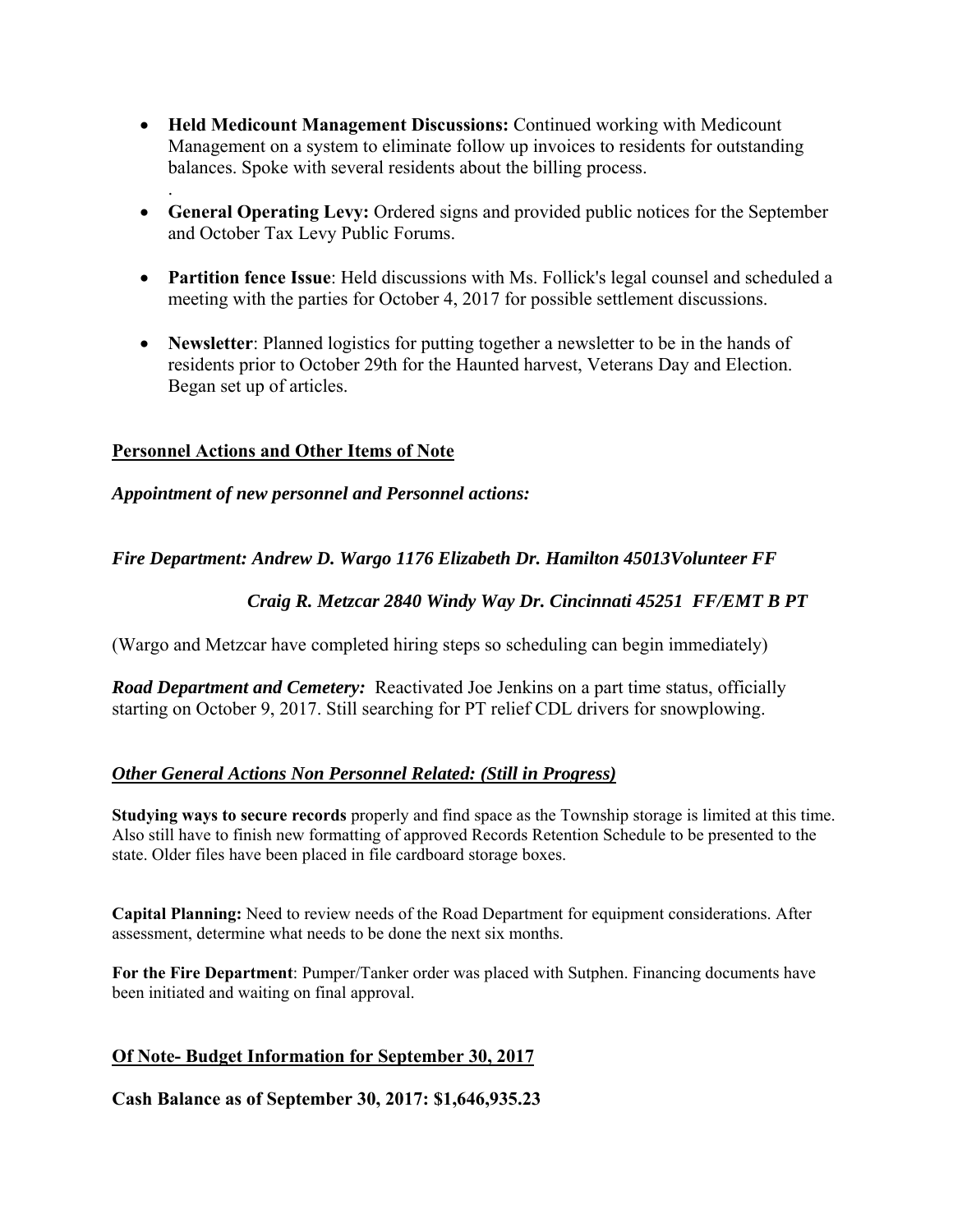- **Held Medicount Management Discussions:** Continued working with Medicount Management on a system to eliminate follow up invoices to residents for outstanding balances. Spoke with several residents about the billing process.

.

- **General Operating Levy:** Ordered signs and provided public notices for the September and October Tax Levy Public Forums.

- **Partition fence Issue**: Held discussions with Ms. Follick's legal counsel and scheduled a meeting with the parties for October 4, 2017 for possible settlement discussions.

- **Newsletter**: Planned logistics for putting together a newsletter to be in the hands of residents prior to October 29th for the Haunted harvest, Veterans Day and Election. Began set up of articles.

## Personnel Actions and Other Items of Note

***Appointment of new personnel and Personnel actions:***

***Fire Department: Andrew D. Wargo 1176 Elizabeth Dr. Hamilton 45013Volunteer FF***

***Craig R. Metzcar 2840 Windy Way Dr. Cincinnati 45251 FF/EMT B PT***

(Wargo and Metzcar have completed hiring steps so scheduling can begin immediately)

***Road Department and Cemetery:*** Reactivated Joe Jenkins on a part time status, officially starting on October 9, 2017. Still searching for PT relief CDL drivers for snowplowing.

***Other General Actions Non Personnel Related: (Still in Progress)***

**Studying ways to secure records** properly and find space as the Township storage is limited at this time. Also still have to finish new formatting of approved Records Retention Schedule to be presented to the state. Older files have been placed in file cardboard storage boxes.

**Capital Planning:** Need to review needs of the Road Department for equipment considerations. After assessment, determine what needs to be done the next six months.

**For the Fire Department**: Pumper/Tanker order was placed with Sutphen. Financing documents have been initiated and waiting on final approval.

## Of Note- Budget Information for September 30, 2017

**Cash Balance as of September 30, 2017: $1,646,935.23**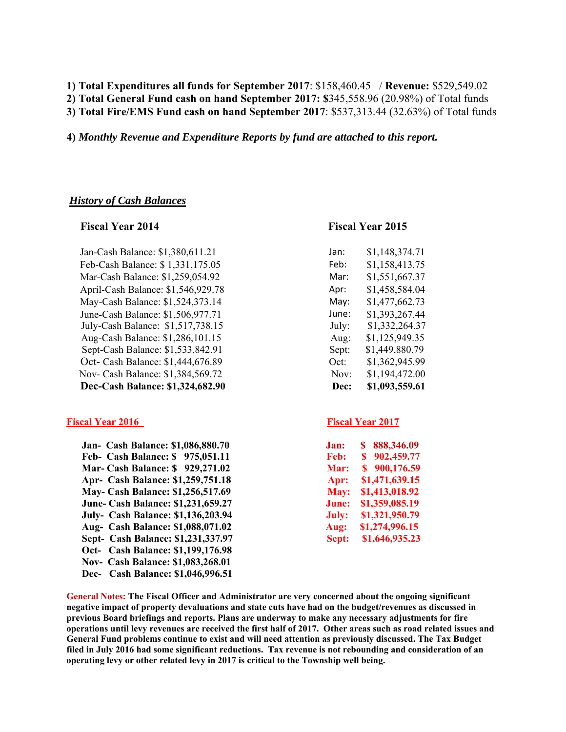**1) Total Expenditures all funds for September 2017**: $158,460.45 / **Revenue:** $529,549.02

**2) Total General Fund cash on hand September 2017: $**345,558.96 (20.98%) of Total funds

**3) Total Fire/EMS Fund cash on hand September 2017**: $537,313.44 (32.63%) of Total funds

**4)** ***Monthly Revenue and Expenditure Reports by fund are attached to this report.***

***History of Cash Balances***

**Fiscal Year 2014**

Jan-Cash Balance: $1,380,611.21
Feb-Cash Balance: $ 1,331,175.05
Mar-Cash Balance: $1,259,054.92
April-Cash Balance: $1,546,929.78
May-Cash Balance: $1,524,373.14
June-Cash Balance: $1,506,977.71
July-Cash Balance: $1,517,738.15
Aug-Cash Balance: $1,286,101.15
Sept-Cash Balance: $1,533,842.91
Oct- Cash Balance: $1,444,676.89
Nov- Cash Balance: $1,384,569.72
**Dec-Cash Balance: $1,324,682.90**

**Fiscal Year 2015**

| | |
|---|---|
| Jan: | $1,148,374.71 |
| Feb: | $1,158,413.75 |
| Mar: | $1,551,667.37 |
| Apr: | $1,458,584.04 |
| May: | $1,477,662.73 |
| June: | $1,393,267.44 |
| July: | $1,332,264.37 |
| Aug: | $1,125,949.35 |
| Sept: | $1,449,880.79 |
| Oct: | $1,362,945.99 |
| Nov: | $1,194,472.00 |
| **Dec:** | **$1,093,559.61** |

**Fiscal Year 2016**

**Jan- Cash Balance: $1,086,880.70**
**Feb- Cash Balance: $ 975,051.11**
**Mar- Cash Balance: $ 929,271.02**
**Apr- Cash Balance: $1,259,751.18**
**May- Cash Balance: $1,256,517.69**
**June- Cash Balance: $1,231,659.27**
**July- Cash Balance: $1,136,203.94**
**Aug- Cash Balance: $1,088,071.02**
**Sept- Cash Balance: $1,231,337.97**
**Oct- Cash Balance: $1,199,176.98**
**Nov- Cash Balance: $1,083,268.01**
**Dec- Cash Balance: $1,046,996.51**

**Fiscal Year 2017**

| | |
|---|---|
| **Jan:** | **$ 888,346.09** |
| **Feb:** | **$ 902,459.77** |
| **Mar:** | **$ 900,176.59** |
| **Apr:** | **$1,471,639.15** |
| **May:** | **$1,413,018.92** |
| **June:** | **$1,359,085.19** |
| **July:** | **$1,321,950.79** |
| **Aug:** | **$1,274,996.15** |
| **Sept:** | **$1,646,935.23** |

**General Notes: The Fiscal Officer and Administrator are very concerned about the ongoing significant negative impact of property devaluations and state cuts have had on the budget/revenues as discussed in previous Board briefings and reports. Plans are underway to make any necessary adjustments for fire operations until levy revenues are received the first half of 2017. Other areas such as road related issues and General Fund problems continue to exist and will need attention as previously discussed. The Tax Budget filed in July 2016 had some significant reductions. Tax revenue is not rebounding and consideration of an operating levy or other related levy in 2017 is critical to the Township well being.**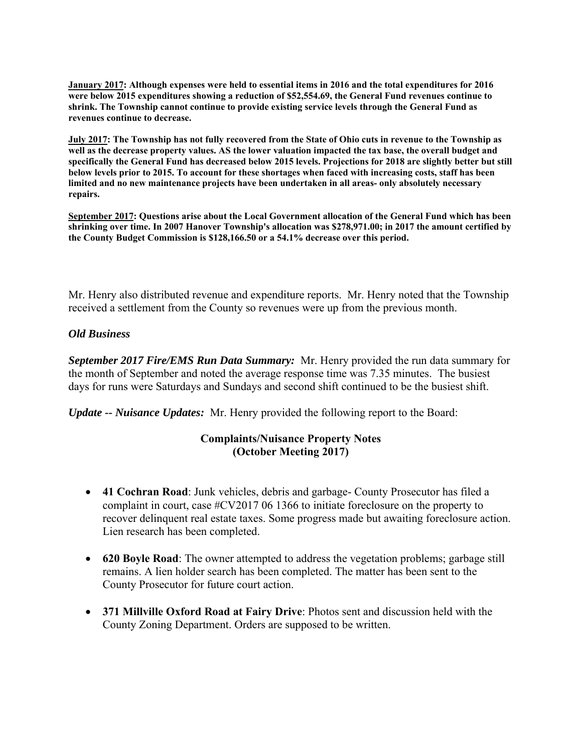**<u>January 2017</u>: Although expenses were held to essential items in 2016 and the total expenditures for 2016 were below 2015 expenditures showing a reduction of $52,554.69, the General Fund revenues continue to shrink. The Township cannot continue to provide existing service levels through the General Fund as revenues continue to decrease.**

**<u>July 2017</u>: The Township has not fully recovered from the State of Ohio cuts in revenue to the Township as well as the decrease property values. AS the lower valuation impacted the tax base, the overall budget and specifically the General Fund has decreased below 2015 levels. Projections for 2018 are slightly better but still below levels prior to 2015. To account for these shortages when faced with increasing costs, staff has been limited and no new maintenance projects have been undertaken in all areas- only absolutely necessary repairs.**

**<u>September 2017</u>: Questions arise about the Local Government allocation of the General Fund which has been shrinking over time. In 2007 Hanover Township's allocation was $278,971.00; in 2017 the amount certified by the County Budget Commission is $128,166.50 or a 54.1% decrease over this period.**

Mr. Henry also distributed revenue and expenditure reports. Mr. Henry noted that the Township received a settlement from the County so revenues were up from the previous month.

***Old Business***

***September 2017 Fire/EMS Run Data Summary:*** Mr. Henry provided the run data summary for the month of September and noted the average response time was 7.35 minutes. The busiest days for runs were Saturdays and Sundays and second shift continued to be the busiest shift.

***Update -- Nuisance Updates:*** Mr. Henry provided the following report to the Board:

**Complaints/Nuisance Property Notes (October Meeting 2017)**

- **41 Cochran Road**: Junk vehicles, debris and garbage- County Prosecutor has filed a complaint in court, case #CV2017 06 1366 to initiate foreclosure on the property to recover delinquent real estate taxes. Some progress made but awaiting foreclosure action. Lien research has been completed.
- **620 Boyle Road**: The owner attempted to address the vegetation problems; garbage still remains. A lien holder search has been completed. The matter has been sent to the County Prosecutor for future court action.
- **371 Millville Oxford Road at Fairy Drive**: Photos sent and discussion held with the County Zoning Department. Orders are supposed to be written.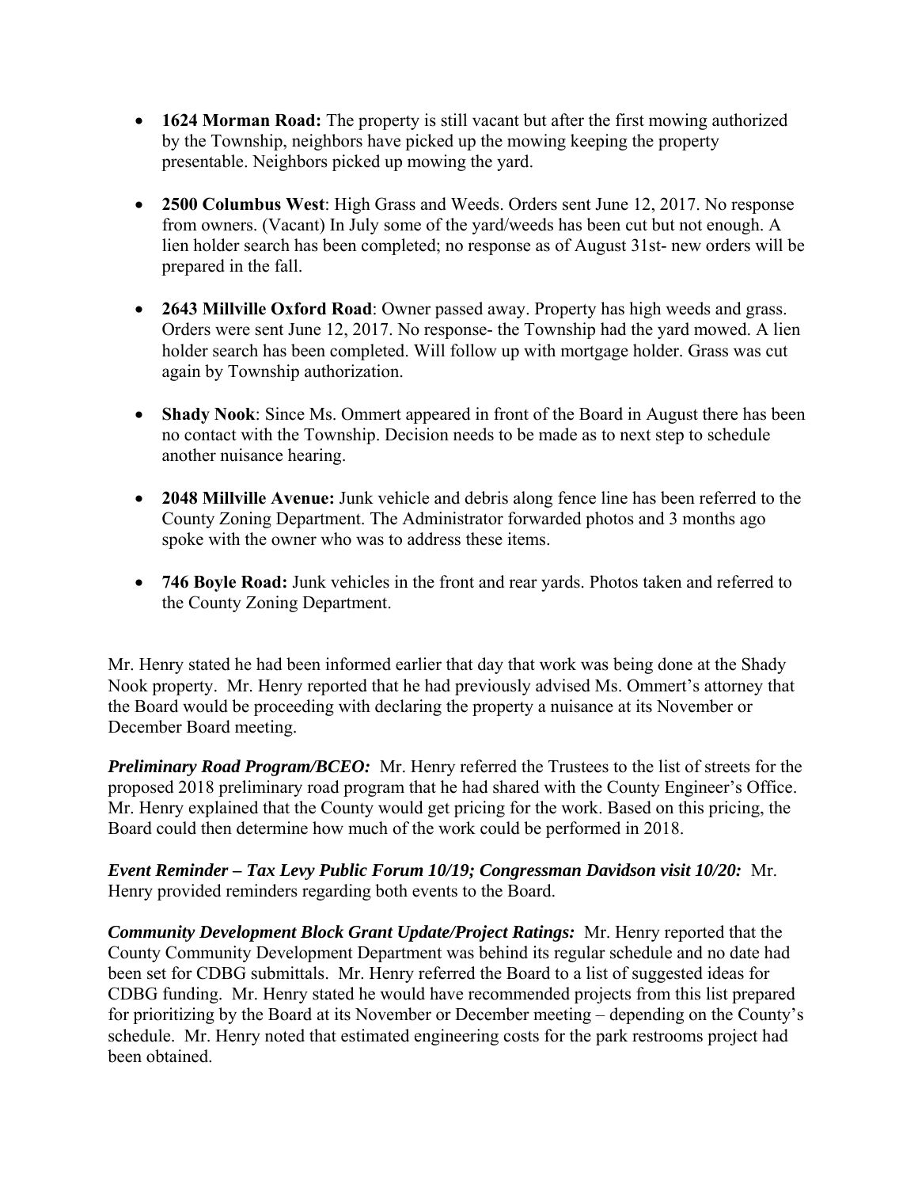- **1624 Morman Road:** The property is still vacant but after the first mowing authorized by the Township, neighbors have picked up the mowing keeping the property presentable. Neighbors picked up mowing the yard.

- **2500 Columbus West**: High Grass and Weeds. Orders sent June 12, 2017. No response from owners. (Vacant) In July some of the yard/weeds has been cut but not enough. A lien holder search has been completed; no response as of August 31st- new orders will be prepared in the fall.

- **2643 Millville Oxford Road**: Owner passed away. Property has high weeds and grass. Orders were sent June 12, 2017. No response- the Township had the yard mowed. A lien holder search has been completed. Will follow up with mortgage holder. Grass was cut again by Township authorization.

- **Shady Nook**: Since Ms. Ommert appeared in front of the Board in August there has been no contact with the Township. Decision needs to be made as to next step to schedule another nuisance hearing.

- **2048 Millville Avenue:** Junk vehicle and debris along fence line has been referred to the County Zoning Department. The Administrator forwarded photos and 3 months ago spoke with the owner who was to address these items.

- **746 Boyle Road:** Junk vehicles in the front and rear yards. Photos taken and referred to the County Zoning Department.

Mr. Henry stated he had been informed earlier that day that work was being done at the Shady Nook property. Mr. Henry reported that he had previously advised Ms. Ommert's attorney that the Board would be proceeding with declaring the property a nuisance at its November or December Board meeting.

***Preliminary Road Program/BCEO:*** Mr. Henry referred the Trustees to the list of streets for the proposed 2018 preliminary road program that he had shared with the County Engineer's Office. Mr. Henry explained that the County would get pricing for the work. Based on this pricing, the Board could then determine how much of the work could be performed in 2018.

***Event Reminder – Tax Levy Public Forum 10/19; Congressman Davidson visit 10/20:*** Mr. Henry provided reminders regarding both events to the Board.

***Community Development Block Grant Update/Project Ratings:*** Mr. Henry reported that the County Community Development Department was behind its regular schedule and no date had been set for CDBG submittals. Mr. Henry referred the Board to a list of suggested ideas for CDBG funding. Mr. Henry stated he would have recommended projects from this list prepared for prioritizing by the Board at its November or December meeting – depending on the County's schedule. Mr. Henry noted that estimated engineering costs for the park restrooms project had been obtained.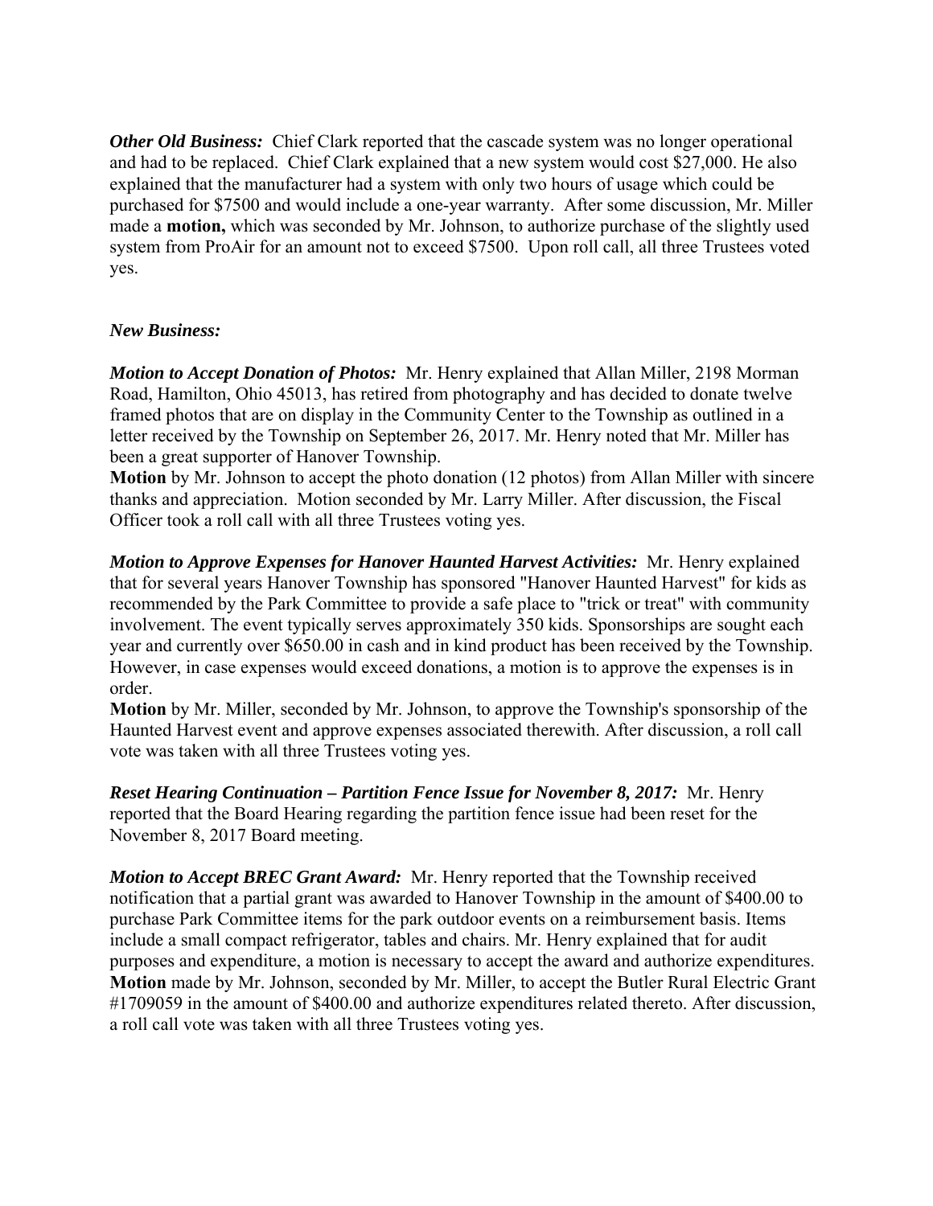***Other Old Business:*** Chief Clark reported that the cascade system was no longer operational and had to be replaced. Chief Clark explained that a new system would cost $27,000. He also explained that the manufacturer had a system with only two hours of usage which could be purchased for $7500 and would include a one-year warranty. After some discussion, Mr. Miller made a **motion,** which was seconded by Mr. Johnson, to authorize purchase of the slightly used system from ProAir for an amount not to exceed $7500. Upon roll call, all three Trustees voted yes.

***New Business:***

***Motion to Accept Donation of Photos:*** Mr. Henry explained that Allan Miller, 2198 Morman Road, Hamilton, Ohio 45013, has retired from photography and has decided to donate twelve framed photos that are on display in the Community Center to the Township as outlined in a letter received by the Township on September 26, 2017. Mr. Henry noted that Mr. Miller has been a great supporter of Hanover Township.
**Motion** by Mr. Johnson to accept the photo donation (12 photos) from Allan Miller with sincere thanks and appreciation. Motion seconded by Mr. Larry Miller. After discussion, the Fiscal Officer took a roll call with all three Trustees voting yes.

***Motion to Approve Expenses for Hanover Haunted Harvest Activities:*** Mr. Henry explained that for several years Hanover Township has sponsored "Hanover Haunted Harvest" for kids as recommended by the Park Committee to provide a safe place to "trick or treat" with community involvement. The event typically serves approximately 350 kids. Sponsorships are sought each year and currently over $650.00 in cash and in kind product has been received by the Township. However, in case expenses would exceed donations, a motion is to approve the expenses is in order.
**Motion** by Mr. Miller, seconded by Mr. Johnson, to approve the Township's sponsorship of the Haunted Harvest event and approve expenses associated therewith. After discussion, a roll call vote was taken with all three Trustees voting yes.

***Reset Hearing Continuation – Partition Fence Issue for November 8, 2017:*** Mr. Henry reported that the Board Hearing regarding the partition fence issue had been reset for the November 8, 2017 Board meeting.

***Motion to Accept BREC Grant Award:*** Mr. Henry reported that the Township received notification that a partial grant was awarded to Hanover Township in the amount of $400.00 to purchase Park Committee items for the park outdoor events on a reimbursement basis. Items include a small compact refrigerator, tables and chairs. Mr. Henry explained that for audit purposes and expenditure, a motion is necessary to accept the award and authorize expenditures.
**Motion** made by Mr. Johnson, seconded by Mr. Miller, to accept the Butler Rural Electric Grant #1709059 in the amount of $400.00 and authorize expenditures related thereto. After discussion, a roll call vote was taken with all three Trustees voting yes.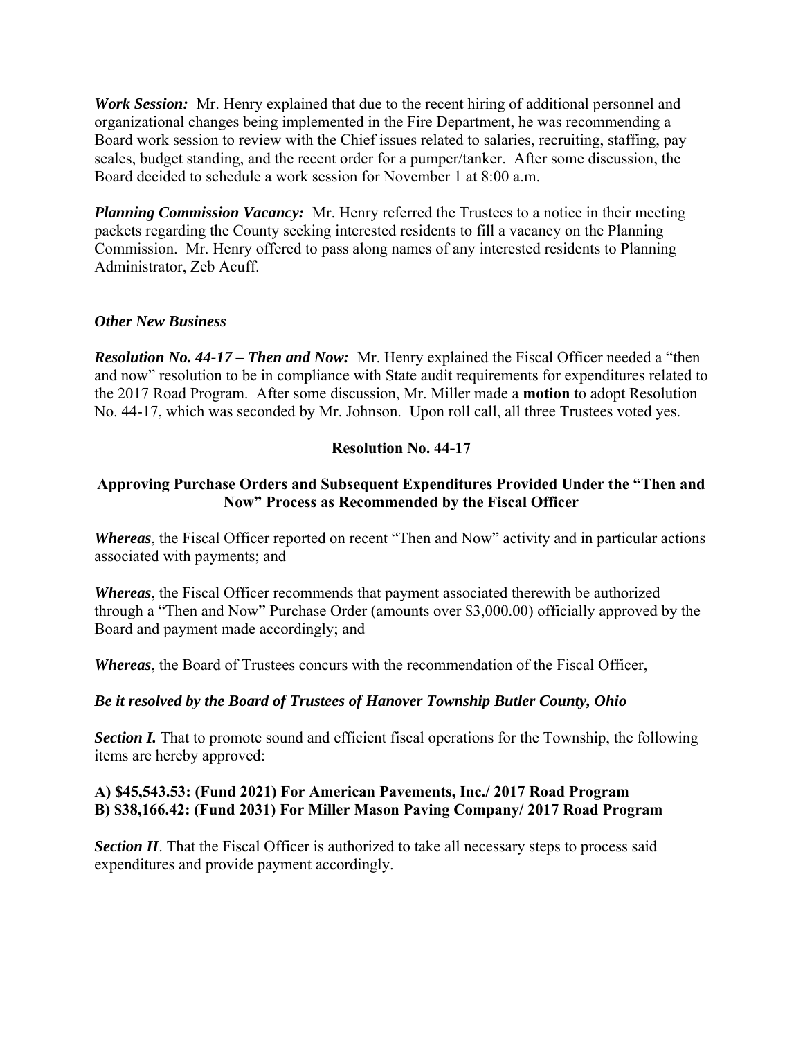***Work Session:*** Mr. Henry explained that due to the recent hiring of additional personnel and organizational changes being implemented in the Fire Department, he was recommending a Board work session to review with the Chief issues related to salaries, recruiting, staffing, pay scales, budget standing, and the recent order for a pumper/tanker. After some discussion, the Board decided to schedule a work session for November 1 at 8:00 a.m.

***Planning Commission Vacancy:*** Mr. Henry referred the Trustees to a notice in their meeting packets regarding the County seeking interested residents to fill a vacancy on the Planning Commission. Mr. Henry offered to pass along names of any interested residents to Planning Administrator, Zeb Acuff.

***Other New Business***

***Resolution No. 44-17 – Then and Now:*** Mr. Henry explained the Fiscal Officer needed a "then and now" resolution to be in compliance with State audit requirements for expenditures related to the 2017 Road Program. After some discussion, Mr. Miller made a **motion** to adopt Resolution No. 44-17, which was seconded by Mr. Johnson. Upon roll call, all three Trustees voted yes.

**Resolution No. 44-17**

**Approving Purchase Orders and Subsequent Expenditures Provided Under the "Then and Now" Process as Recommended by the Fiscal Officer**

***Whereas***, the Fiscal Officer reported on recent "Then and Now" activity and in particular actions associated with payments; and

***Whereas***, the Fiscal Officer recommends that payment associated therewith be authorized through a "Then and Now" Purchase Order (amounts over $3,000.00) officially approved by the Board and payment made accordingly; and

***Whereas***, the Board of Trustees concurs with the recommendation of the Fiscal Officer,

***Be it resolved by the Board of Trustees of Hanover Township Butler County, Ohio***

***Section I.*** That to promote sound and efficient fiscal operations for the Township, the following items are hereby approved:

**A) $45,543.53: (Fund 2021) For American Pavements, Inc./ 2017 Road Program**
**B) $38,166.42: (Fund 2031) For Miller Mason Paving Company/ 2017 Road Program**

***Section II***. That the Fiscal Officer is authorized to take all necessary steps to process said expenditures and provide payment accordingly.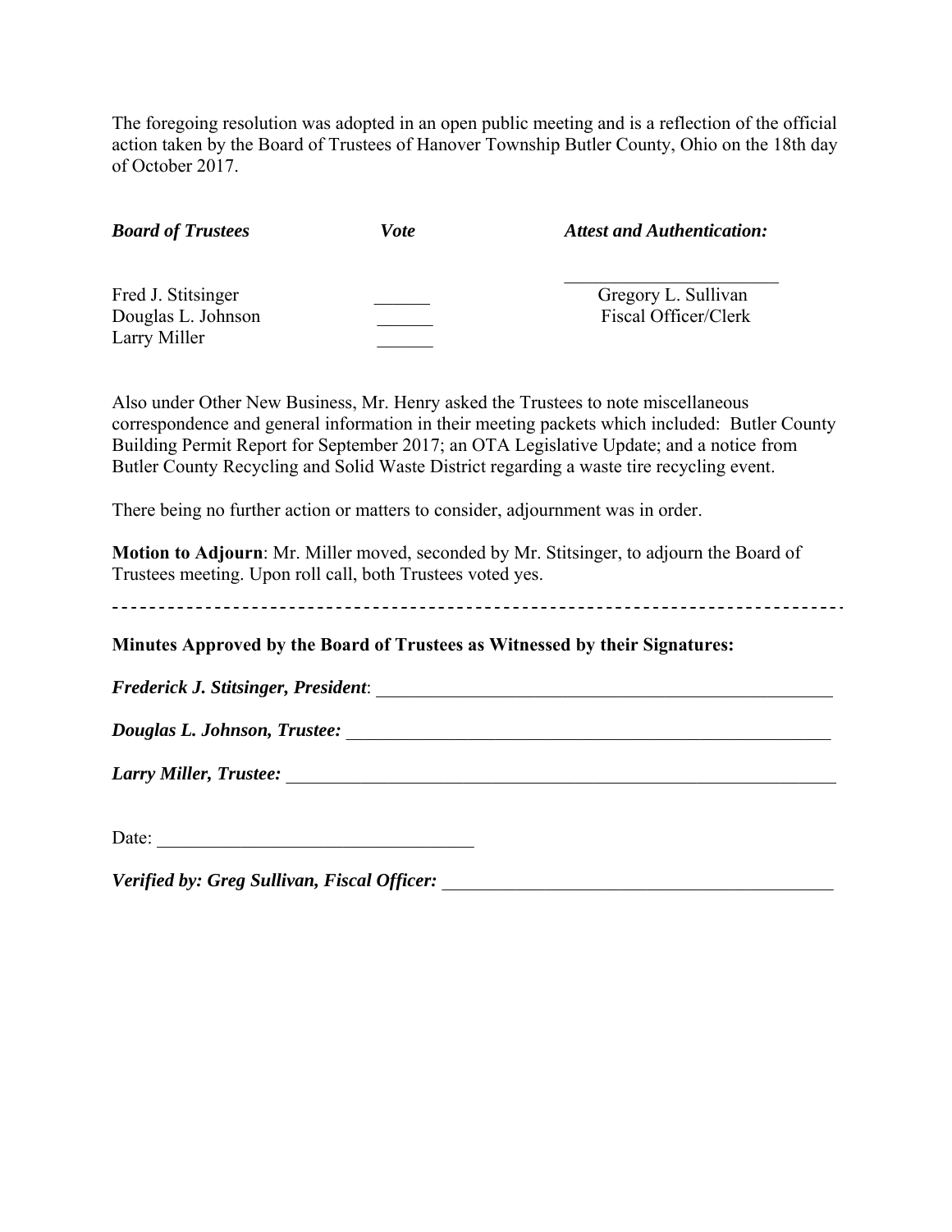The foregoing resolution was adopted in an open public meeting and is a reflection of the official action taken by the Board of Trustees of Hanover Township Butler County, Ohio on the 18th day of October 2017.

| ***Board of Trustees*** | ***Vote*** | ***Attest and Authentication:*** |
|---|---|---|
| | | ________________________ |
| Fred J. Stitsinger | ______ | Gregory L. Sullivan |
| Douglas L. Johnson | ______ | Fiscal Officer/Clerk |
| Larry Miller | ______ | |

Also under Other New Business, Mr. Henry asked the Trustees to note miscellaneous correspondence and general information in their meeting packets which included: Butler County Building Permit Report for September 2017; an OTA Legislative Update; and a notice from Butler County Recycling and Solid Waste District regarding a waste tire recycling event.

There being no further action or matters to consider, adjournment was in order.

**Motion to Adjourn**: Mr. Miller moved, seconded by Mr. Stitsinger, to adjourn the Board of Trustees meeting. Upon roll call, both Trustees voted yes.

---

**Minutes Approved by the Board of Trustees as Witnessed by their Signatures:**

***Frederick J. Stitsinger, President***: ____________________________________________________

***Douglas L. Johnson, Trustee:*** ____________________________________________________

***Larry Miller, Trustee:*** ____________________________________________________

Date: ___________________________________

***Verified by: Greg Sullivan, Fiscal Officer:*** ____________________________________________